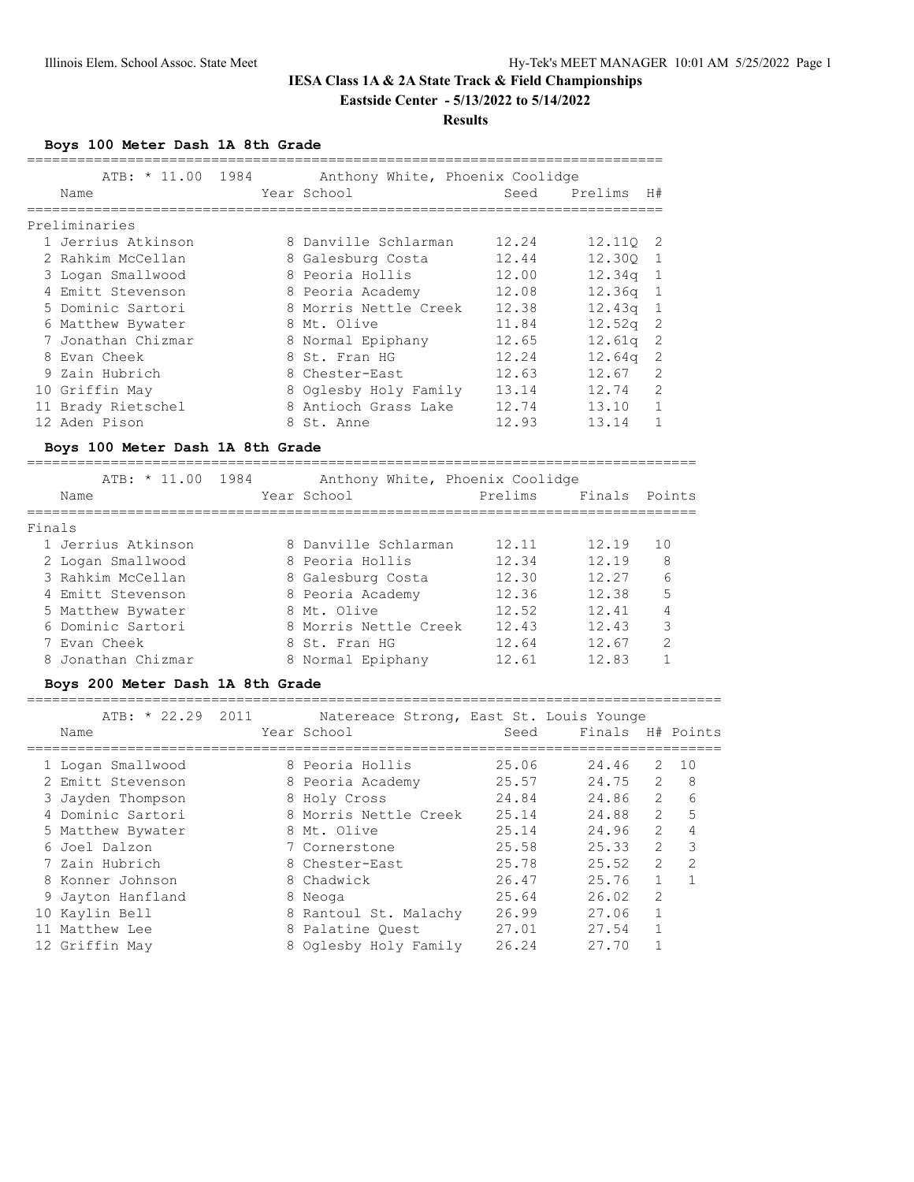# IESA Class 1A & 2A State Track & Field Championships

**Eastside Center - 5/13/2022 to 5/14/2022**

**Results**

### Boys 100 Meter Dash 1A 8th Grade

ATB: * 11.00 1984 Anthony White, Phoenix Coolidge

**Preliminaries**

| | Name | Year | School | Seed | Prelims | H# |
|---|---|---|---|---|---|---|
| 1 | Jerrius Atkinson | 8 | Danville Schlarman | 12.24 | 12.11Q | 2 |
| 2 | Rahkim McCellan | 8 | Galesburg Costa | 12.44 | 12.30Q | 1 |
| 3 | Logan Smallwood | 8 | Peoria Hollis | 12.00 | 12.34q | 1 |
| 4 | Emitt Stevenson | 8 | Peoria Academy | 12.08 | 12.36q | 1 |
| 5 | Dominic Sartori | 8 | Morris Nettle Creek | 12.38 | 12.43q | 1 |
| 6 | Matthew Bywater | 8 | Mt. Olive | 11.84 | 12.52q | 2 |
| 7 | Jonathan Chizmar | 8 | Normal Epiphany | 12.65 | 12.61q | 2 |
| 8 | Evan Cheek | 8 | St. Fran HG | 12.24 | 12.64q | 2 |
| 9 | Zain Hubrich | 8 | Chester-East | 12.63 | 12.67 | 2 |
| 10 | Griffin May | 8 | Oglesby Holy Family | 13.14 | 12.74 | 2 |
| 11 | Brady Rietschel | 8 | Antioch Grass Lake | 12.74 | 13.10 | 1 |
| 12 | Aden Pison | 8 | St. Anne | 12.93 | 13.14 | 1 |

### Boys 100 Meter Dash 1A 8th Grade

ATB: * 11.00 1984 Anthony White, Phoenix Coolidge

**Finals**

| | Name | Year | School | Prelims | Finals | Points |
|---|---|---|---|---|---|---|
| 1 | Jerrius Atkinson | 8 | Danville Schlarman | 12.11 | 12.19 | 10 |
| 2 | Logan Smallwood | 8 | Peoria Hollis | 12.34 | 12.19 | 8 |
| 3 | Rahkim McCellan | 8 | Galesburg Costa | 12.30 | 12.27 | 6 |
| 4 | Emitt Stevenson | 8 | Peoria Academy | 12.36 | 12.38 | 5 |
| 5 | Matthew Bywater | 8 | Mt. Olive | 12.52 | 12.41 | 4 |
| 6 | Dominic Sartori | 8 | Morris Nettle Creek | 12.43 | 12.43 | 3 |
| 7 | Evan Cheek | 8 | St. Fran HG | 12.64 | 12.67 | 2 |
| 8 | Jonathan Chizmar | 8 | Normal Epiphany | 12.61 | 12.83 | 1 |

### Boys 200 Meter Dash 1A 8th Grade

ATB: * 22.29 2011 Natereace Strong, East St. Louis Younge

| | Name | Year | School | Seed | Finals | H# | Points |
|---|---|---|---|---|---|---|---|
| 1 | Logan Smallwood | 8 | Peoria Hollis | 25.06 | 24.46 | 2 | 10 |
| 2 | Emitt Stevenson | 8 | Peoria Academy | 25.57 | 24.75 | 2 | 8 |
| 3 | Jayden Thompson | 8 | Holy Cross | 24.84 | 24.86 | 2 | 6 |
| 4 | Dominic Sartori | 8 | Morris Nettle Creek | 25.14 | 24.88 | 2 | 5 |
| 5 | Matthew Bywater | 8 | Mt. Olive | 25.14 | 24.96 | 2 | 4 |
| 6 | Joel Dalzon | 7 | Cornerstone | 25.58 | 25.33 | 2 | 3 |
| 7 | Zain Hubrich | 8 | Chester-East | 25.78 | 25.52 | 2 | 2 |
| 8 | Konner Johnson | 8 | Chadwick | 26.47 | 25.76 | 1 | 1 |
| 9 | Jayton Hanfland | 8 | Neoga | 25.64 | 26.02 | 2 | |
| 10 | Kaylin Bell | 8 | Rantoul St. Malachy | 26.99 | 27.06 | 1 | |
| 11 | Matthew Lee | 8 | Palatine Quest | 27.01 | 27.54 | 1 | |
| 12 | Griffin May | 8 | Oglesby Holy Family | 26.24 | 27.70 | 1 | |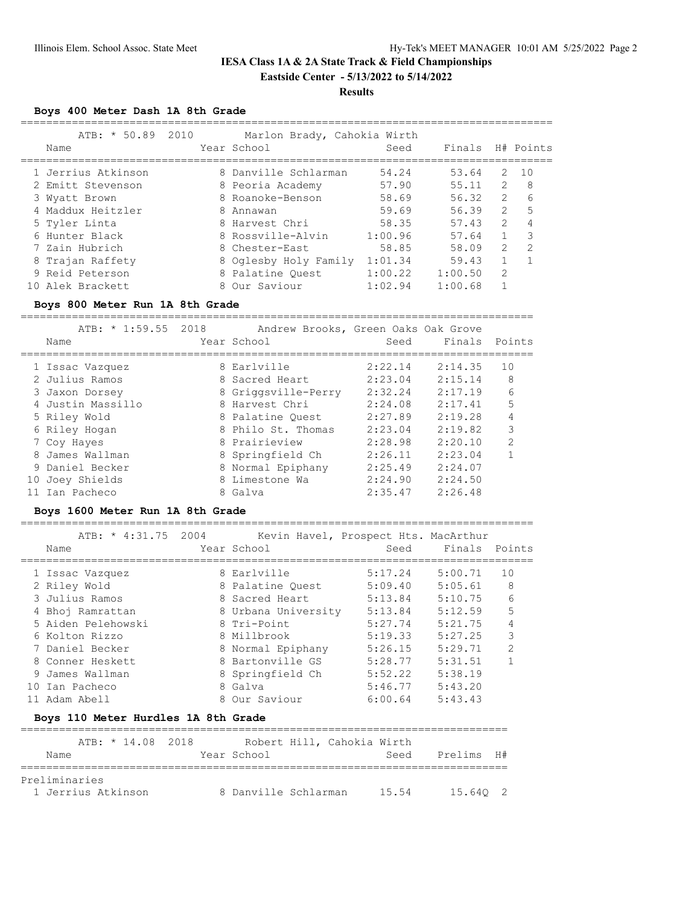# IESA Class 1A & 2A State Track & Field Championships

**Eastside Center - 5/13/2022 to 5/14/2022**

**Results**

### Boys 400 Meter Dash 1A 8th Grade

ATB: * 50.89 2010 Marlon Brady, Cahokia Wirth

| | Name | Year | School | Seed | Finals | H# | Points |
|---|---|---|---|---|---|---|---|
| 1 | Jerrius Atkinson | 8 | Danville Schlarman | 54.24 | 53.64 | 2 | 10 |
| 2 | Emitt Stevenson | 8 | Peoria Academy | 57.90 | 55.11 | 2 | 8 |
| 3 | Wyatt Brown | 8 | Roanoke-Benson | 58.69 | 56.32 | 2 | 6 |
| 4 | Maddux Heitzler | 8 | Annawan | 59.69 | 56.39 | 2 | 5 |
| 5 | Tyler Linta | 8 | Harvest Chri | 58.35 | 57.43 | 2 | 4 |
| 6 | Hunter Black | 8 | Rossville-Alvin | 1:00.96 | 57.64 | 1 | 3 |
| 7 | Zain Hubrich | 8 | Chester-East | 58.85 | 58.09 | 2 | 2 |
| 8 | Trajan Raffety | 8 | Oglesby Holy Family | 1:01.34 | 59.43 | 1 | 1 |
| 9 | Reid Peterson | 8 | Palatine Quest | 1:00.22 | 1:00.50 | 2 | |
| 10 | Alek Brackett | 8 | Our Saviour | 1:02.94 | 1:00.68 | 1 | |

### Boys 800 Meter Run 1A 8th Grade

ATB: * 1:59.55 2018 Andrew Brooks, Green Oaks Oak Grove

| | Name | Year | School | Seed | Finals | Points |
|---|---|---|---|---|---|---|
| 1 | Issac Vazquez | 8 | Earlville | 2:22.14 | 2:14.35 | 10 |
| 2 | Julius Ramos | 8 | Sacred Heart | 2:23.04 | 2:15.14 | 8 |
| 3 | Jaxon Dorsey | 8 | Griggsville-Perry | 2:32.24 | 2:17.19 | 6 |
| 4 | Justin Massillo | 8 | Harvest Chri | 2:24.08 | 2:17.41 | 5 |
| 5 | Riley Wold | 8 | Palatine Quest | 2:27.89 | 2:19.28 | 4 |
| 6 | Riley Hogan | 8 | Philo St. Thomas | 2:23.04 | 2:19.82 | 3 |
| 7 | Coy Hayes | 8 | Prairieview | 2:28.98 | 2:20.10 | 2 |
| 8 | James Wallman | 8 | Springfield Ch | 2:26.11 | 2:23.04 | 1 |
| 9 | Daniel Becker | 8 | Normal Epiphany | 2:25.49 | 2:24.07 | |
| 10 | Joey Shields | 8 | Limestone Wa | 2:24.90 | 2:24.50 | |
| 11 | Ian Pacheco | 8 | Galva | 2:35.47 | 2:26.48 | |

### Boys 1600 Meter Run 1A 8th Grade

ATB: * 4:31.75 2004 Kevin Havel, Prospect Hts. MacArthur

| | Name | Year | School | Seed | Finals | Points |
|---|---|---|---|---|---|---|
| 1 | Issac Vazquez | 8 | Earlville | 5:17.24 | 5:00.71 | 10 |
| 2 | Riley Wold | 8 | Palatine Quest | 5:09.40 | 5:05.61 | 8 |
| 3 | Julius Ramos | 8 | Sacred Heart | 5:13.84 | 5:10.75 | 6 |
| 4 | Bhoj Ramrattan | 8 | Urbana University | 5:13.84 | 5:12.59 | 5 |
| 5 | Aiden Pelehowski | 8 | Tri-Point | 5:27.74 | 5:21.75 | 4 |
| 6 | Kolton Rizzo | 8 | Millbrook | 5:19.33 | 5:27.25 | 3 |
| 7 | Daniel Becker | 8 | Normal Epiphany | 5:26.15 | 5:29.71 | 2 |
| 8 | Conner Heskett | 8 | Bartonville GS | 5:28.77 | 5:31.51 | 1 |
| 9 | James Wallman | 8 | Springfield Ch | 5:52.22 | 5:38.19 | |
| 10 | Ian Pacheco | 8 | Galva | 5:46.77 | 5:43.20 | |
| 11 | Adam Abell | 8 | Our Saviour | 6:00.64 | 5:43.43 | |

### Boys 110 Meter Hurdles 1A 8th Grade

ATB: * 14.08 2018 Robert Hill, Cahokia Wirth

| | Name | Year | School | Seed | Prelims | H# |
|---|---|---|---|---|---|---|
| **Preliminaries** | | | | | | |
| 1 | Jerrius Atkinson | 8 | Danville Schlarman | 15.54 | 15.64Q | 2 |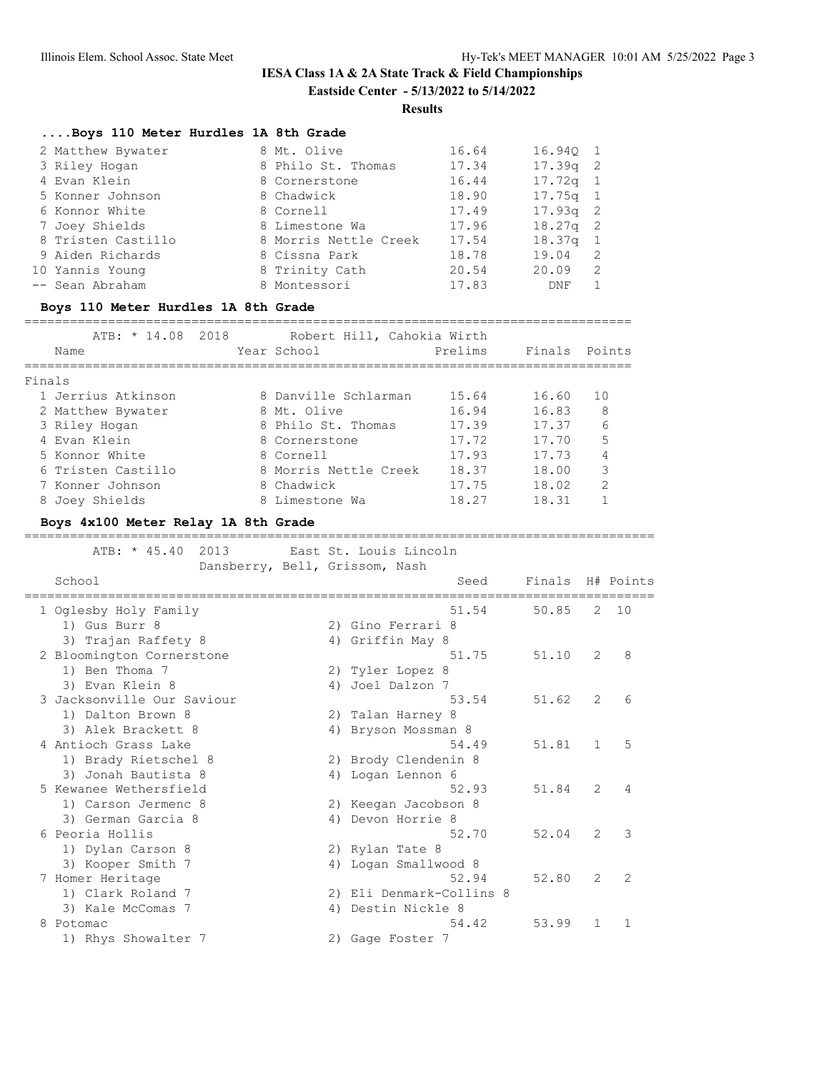# IESA Class 1A & 2A State Track & Field Championships

**Eastside Center - 5/13/2022 to 5/14/2022**

**Results**

### ....Boys 110 Meter Hurdles 1A 8th Grade

| Place | Name | Year | School | Seed | Prelims | H# |
|---|---|---|---|---|---|---|
| 2 | Matthew Bywater | 8 | Mt. Olive | 16.64 | 16.94Q | 1 |
| 3 | Riley Hogan | 8 | Philo St. Thomas | 17.34 | 17.39q | 2 |
| 4 | Evan Klein | 8 | Cornerstone | 16.44 | 17.72q | 1 |
| 5 | Konner Johnson | 8 | Chadwick | 18.90 | 17.75q | 1 |
| 6 | Konnor White | 8 | Cornell | 17.49 | 17.93q | 2 |
| 7 | Joey Shields | 8 | Limestone Wa | 17.96 | 18.27q | 2 |
| 8 | Tristen Castillo | 8 | Morris Nettle Creek | 17.54 | 18.37q | 1 |
| 9 | Aiden Richards | 8 | Cissna Park | 18.78 | 19.04 | 2 |
| 10 | Yannis Young | 8 | Trinity Cath | 20.54 | 20.09 | 2 |
| -- | Sean Abraham | 8 | Montessori | 17.83 | DNF | 1 |

### Boys 110 Meter Hurdles 1A 8th Grade

ATB: * 14.08 2018 Robert Hill, Cahokia Wirth

Finals

| Place | Name | Year | School | Prelims | Finals | Points |
|---|---|---|---|---|---|---|
| 1 | Jerrius Atkinson | 8 | Danville Schlarman | 15.64 | 16.60 | 10 |
| 2 | Matthew Bywater | 8 | Mt. Olive | 16.94 | 16.83 | 8 |
| 3 | Riley Hogan | 8 | Philo St. Thomas | 17.39 | 17.37 | 6 |
| 4 | Evan Klein | 8 | Cornerstone | 17.72 | 17.70 | 5 |
| 5 | Konnor White | 8 | Cornell | 17.93 | 17.73 | 4 |
| 6 | Tristen Castillo | 8 | Morris Nettle Creek | 18.37 | 18.00 | 3 |
| 7 | Konner Johnson | 8 | Chadwick | 17.75 | 18.02 | 2 |
| 8 | Joey Shields | 8 | Limestone Wa | 18.27 | 18.31 | 1 |

### Boys 4x100 Meter Relay 1A 8th Grade

ATB: * 45.40 2013 East St. Louis Lincoln
Dansberry, Bell, Grissom, Nash

| Place | School | Seed | Finals | H# | Points |
|---|---|---|---|---|---|
| 1 | Oglesby Holy Family | 51.54 | 50.85 | 2 | 10 |
| | 1) Gus Burr 8, 2) Gino Ferrari 8, 3) Trajan Raffety 8, 4) Griffin May 8 | | | | |
| 2 | Bloomington Cornerstone | 51.75 | 51.10 | 2 | 8 |
| | 1) Ben Thoma 7, 2) Tyler Lopez 8, 3) Evan Klein 8, 4) Joel Dalzon 7 | | | | |
| 3 | Jacksonville Our Saviour | 53.54 | 51.62 | 2 | 6 |
| | 1) Dalton Brown 8, 2) Talan Harney 8, 3) Alek Brackett 8, 4) Bryson Mossman 8 | | | | |
| 4 | Antioch Grass Lake | 54.49 | 51.81 | 1 | 5 |
| | 1) Brady Rietschel 8, 2) Brody Clendenin 8, 3) Jonah Bautista 8, 4) Logan Lennon 6 | | | | |
| 5 | Kewanee Wethersfield | 52.93 | 51.84 | 2 | 4 |
| | 1) Carson Jermenc 8, 2) Keegan Jacobson 8, 3) German Garcia 8, 4) Devon Horrie 8 | | | | |
| 6 | Peoria Hollis | 52.70 | 52.04 | 2 | 3 |
| | 1) Dylan Carson 8, 2) Rylan Tate 8, 3) Kooper Smith 7, 4) Logan Smallwood 8 | | | | |
| 7 | Homer Heritage | 52.94 | 52.80 | 2 | 2 |
| | 1) Clark Roland 7, 2) Eli Denmark-Collins 8, 3) Kale McComas 7, 4) Destin Nickle 8 | | | | |
| 8 | Potomac | 54.42 | 53.99 | 1 | 1 |
| | 1) Rhys Showalter 7, 2) Gage Foster 7 | | | | |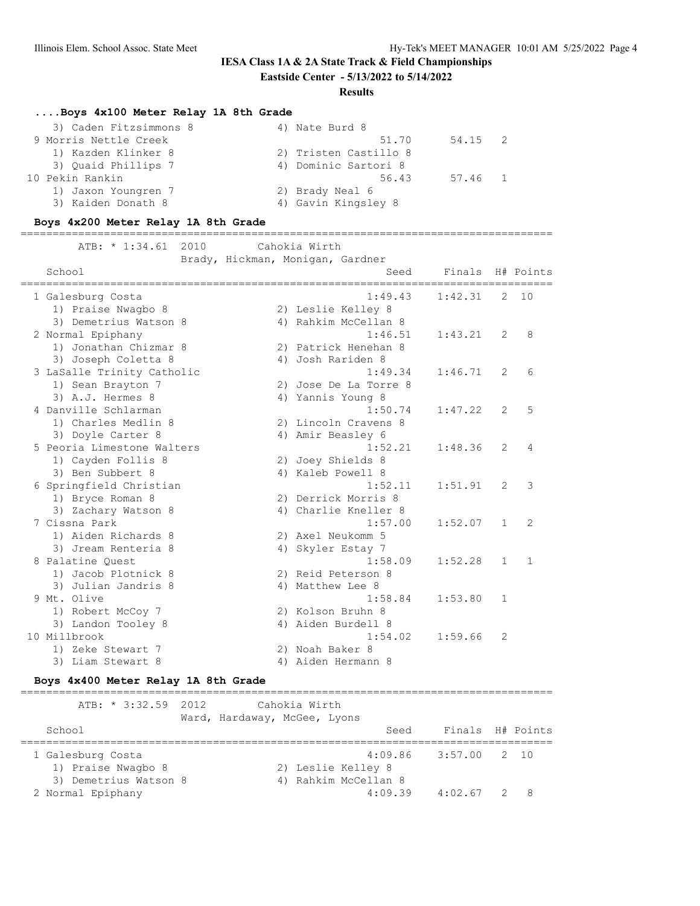# IESA Class 1A & 2A State Track & Field Championships

**Eastside Center - 5/13/2022 to 5/14/2022**

**Results**

### ....Boys 4x100 Meter Relay 1A 8th Grade

```
   3) Caden Fitzsimmons 8            4) Nate Burd 8
 9 Morris Nettle Creek                           51.70      54.15   2
   1) Kazden Klinker 8               2) Tristen Castillo 8
   3) Quaid Phillips 7               4) Dominic Sartori 8
10 Pekin Rankin                                  56.43      57.46   1
   1) Jaxon Youngren 7               2) Brady Neal 6
   3) Kaiden Donath 8                4) Gavin Kingsley 8
```

### Boys 4x200 Meter Relay 1A 8th Grade

```
===================================================================================
       ATB: * 1:34.61  2010        Cahokia Wirth
                     Brady, Hickman, Monigan, Gardner
   School                                         Seed     Finals  H# Points
===================================================================================
  1 Galesburg Costa                             1:49.43    1:42.31   2  10
     1) Praise Nwagbo 8               2) Leslie Kelley 8
     3) Demetrius Watson 8            4) Rahkim McCellan 8
  2 Normal Epiphany                             1:46.51    1:43.21   2   8
     1) Jonathan Chizmar 8            2) Patrick Henehan 8
     3) Joseph Coletta 8              4) Josh Rariden 8
  3 LaSalle Trinity Catholic                    1:49.34    1:46.71   2   6
     1) Sean Brayton 7                2) Jose De La Torre 8
     3) A.J. Hermes 8                 4) Yannis Young 8
  4 Danville Schlarman                          1:50.74    1:47.22   2   5
     1) Charles Medlin 8              2) Lincoln Cravens 8
     3) Doyle Carter 8                4) Amir Beasley 6
  5 Peoria Limestone Walters                    1:52.21    1:48.36   2   4
     1) Cayden Follis 8               2) Joey Shields 8
     3) Ben Subbert 8                 4) Kaleb Powell 8
  6 Springfield Christian                       1:52.11    1:51.91   2   3
     1) Bryce Roman 8                 2) Derrick Morris 8
     3) Zachary Watson 8              4) Charlie Kneller 8
  7 Cissna Park                                 1:57.00    1:52.07   1   2
     1) Aiden Richards 8              2) Axel Neukomm 5
     3) Jream Renteria 8              4) Skyler Estay 7
  8 Palatine Quest                              1:58.09    1:52.28   1   1
     1) Jacob Plotnick 8              2) Reid Peterson 8
     3) Julian Jandris 8              4) Matthew Lee 8
  9 Mt. Olive                                   1:58.84    1:53.80   1
     1) Robert McCoy 7                2) Kolson Bruhn 8
     3) Landon Tooley 8               4) Aiden Burdell 8
 10 Millbrook                                   1:54.02    1:59.66   2
     1) Zeke Stewart 7                2) Noah Baker 8
     3) Liam Stewart 8                4) Aiden Hermann 8
```

### Boys 4x400 Meter Relay 1A 8th Grade

```
===================================================================================
       ATB: * 3:32.59  2012        Cahokia Wirth
                     Ward, Hardaway, McGee, Lyons
   School                                         Seed     Finals  H# Points
===================================================================================
  1 Galesburg Costa                             4:09.86    3:57.00   2  10
     1) Praise Nwagbo 8               2) Leslie Kelley 8
     3) Demetrius Watson 8            4) Rahkim McCellan 8
  2 Normal Epiphany                             4:09.39    4:02.67   2   8
```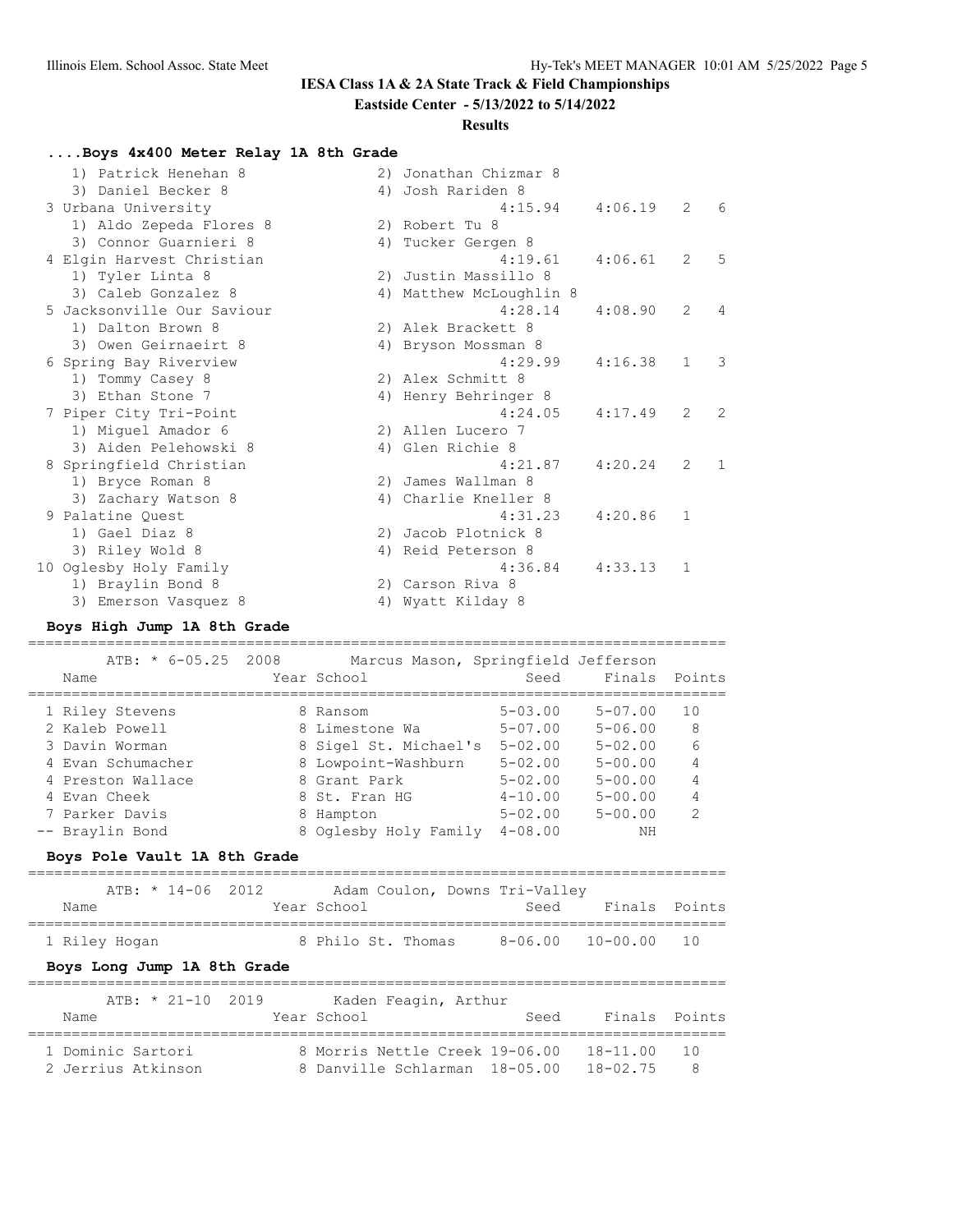# IESA Class 1A & 2A State Track & Field Championships

**Eastside Center - 5/13/2022 to 5/14/2022**

**Results**

### ....Boys 4x400 Meter Relay 1A 8th Grade

| Place | School | Seed | Finals | H# | Points |
|---|---|---|---|---|---|
| | 1) Patrick Henehan 8, 2) Jonathan Chizmar 8, 3) Daniel Becker 8, 4) Josh Rariden 8 | | | | |
| 3 | Urbana University | 4:15.94 | 4:06.19 | 2 | 6 |
| | 1) Aldo Zepeda Flores 8, 2) Robert Tu 8, 3) Connor Guarnieri 8, 4) Tucker Gergen 8 | | | | |
| 4 | Elgin Harvest Christian | 4:19.61 | 4:06.61 | 2 | 5 |
| | 1) Tyler Linta 8, 2) Justin Massillo 8, 3) Caleb Gonzalez 8, 4) Matthew McLoughlin 8 | | | | |
| 5 | Jacksonville Our Saviour | 4:28.14 | 4:08.90 | 2 | 4 |
| | 1) Dalton Brown 8, 2) Alek Brackett 8, 3) Owen Geirnaeirt 8, 4) Bryson Mossman 8 | | | | |
| 6 | Spring Bay Riverview | 4:29.99 | 4:16.38 | 1 | 3 |
| | 1) Tommy Casey 8, 2) Alex Schmitt 8, 3) Ethan Stone 7, 4) Henry Behringer 8 | | | | |
| 7 | Piper City Tri-Point | 4:24.05 | 4:17.49 | 2 | 2 |
| | 1) Miguel Amador 6, 2) Allen Lucero 7, 3) Aiden Pelehowski 8, 4) Glen Richie 8 | | | | |
| 8 | Springfield Christian | 4:21.87 | 4:20.24 | 2 | 1 |
| | 1) Bryce Roman 8, 2) James Wallman 8, 3) Zachary Watson 8, 4) Charlie Kneller 8 | | | | |
| 9 | Palatine Quest | 4:31.23 | 4:20.86 | 1 | |
| | 1) Gael Diaz 8, 2) Jacob Plotnick 8, 3) Riley Wold 8, 4) Reid Peterson 8 | | | | |
| 10 | Oglesby Holy Family | 4:36.84 | 4:33.13 | 1 | |
| | 1) Braylin Bond 8, 2) Carson Riva 8, 3) Emerson Vasquez 8, 4) Wyatt Kilday 8 | | | | |

### Boys High Jump 1A 8th Grade

ATB: * 6-05.25 2008 Marcus Mason, Springfield Jefferson

| Place | Name | Year | School | Seed | Finals | Points |
|---|---|---|---|---|---|---|
| 1 | Riley Stevens | 8 | Ransom | 5-03.00 | 5-07.00 | 10 |
| 2 | Kaleb Powell | 8 | Limestone Wa | 5-07.00 | 5-06.00 | 8 |
| 3 | Davin Worman | 8 | Sigel St. Michael's | 5-02.00 | 5-02.00 | 6 |
| 4 | Evan Schumacher | 8 | Lowpoint-Washburn | 5-02.00 | 5-00.00 | 4 |
| 4 | Preston Wallace | 8 | Grant Park | 5-02.00 | 5-00.00 | 4 |
| 4 | Evan Cheek | 8 | St. Fran HG | 4-10.00 | 5-00.00 | 4 |
| 7 | Parker Davis | 8 | Hampton | 5-02.00 | 5-00.00 | 2 |
| -- | Braylin Bond | 8 | Oglesby Holy Family | 4-08.00 | NH | |

### Boys Pole Vault 1A 8th Grade

ATB: * 14-06 2012 Adam Coulon, Downs Tri-Valley

| Place | Name | Year | School | Seed | Finals | Points |
|---|---|---|---|---|---|---|
| 1 | Riley Hogan | 8 | Philo St. Thomas | 8-06.00 | 10-00.00 | 10 |

### Boys Long Jump 1A 8th Grade

ATB: * 21-10 2019 Kaden Feagin, Arthur

| Place | Name | Year | School | Seed | Finals | Points |
|---|---|---|---|---|---|---|
| 1 | Dominic Sartori | 8 | Morris Nettle Creek | 19-06.00 | 18-11.00 | 10 |
| 2 | Jerrius Atkinson | 8 | Danville Schlarman | 18-05.00 | 18-02.75 | 8 |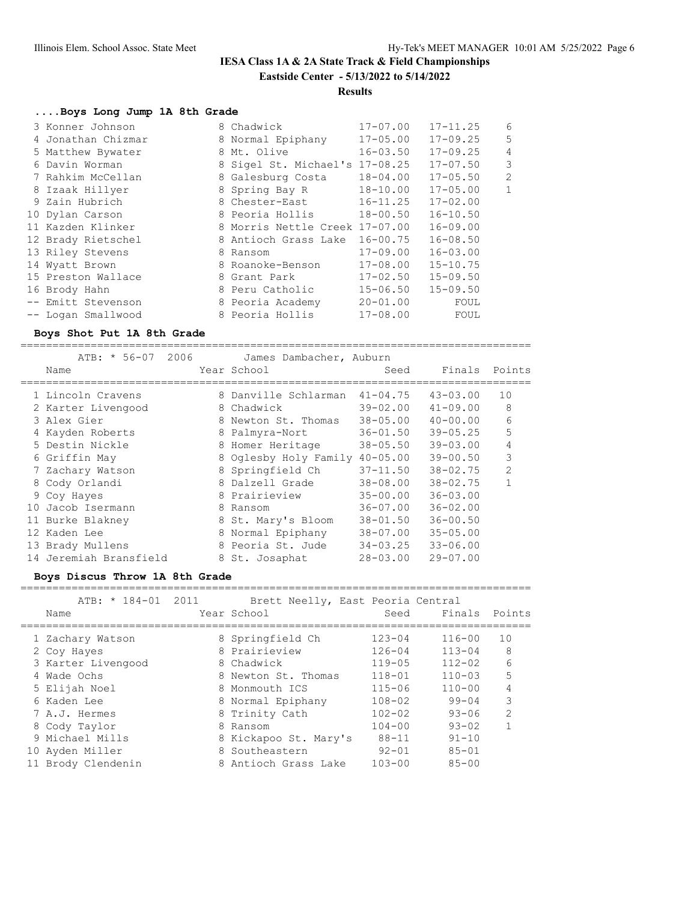## IESA Class 1A & 2A State Track & Field Championships

**Eastside Center - 5/13/2022 to 5/14/2022**

**Results**

### ....Boys Long Jump 1A 8th Grade

| | Name | Year | School | Seed | Finals | Points |
|---|---|---|---|---|---|---|
| 3 | Konner Johnson | 8 | Chadwick | 17-07.00 | 17-11.25 | 6 |
| 4 | Jonathan Chizmar | 8 | Normal Epiphany | 17-05.00 | 17-09.25 | 5 |
| 5 | Matthew Bywater | 8 | Mt. Olive | 16-03.50 | 17-09.25 | 4 |
| 6 | Davin Worman | 8 | Sigel St. Michael's | 17-08.25 | 17-07.50 | 3 |
| 7 | Rahkim McCellan | 8 | Galesburg Costa | 18-04.00 | 17-05.50 | 2 |
| 8 | Izaak Hillyer | 8 | Spring Bay R | 18-10.00 | 17-05.00 | 1 |
| 9 | Zain Hubrich | 8 | Chester-East | 16-11.25 | 17-02.00 | |
| 10 | Dylan Carson | 8 | Peoria Hollis | 18-00.50 | 16-10.50 | |
| 11 | Kazden Klinker | 8 | Morris Nettle Creek | 17-07.00 | 16-09.00 | |
| 12 | Brady Rietschel | 8 | Antioch Grass Lake | 16-00.75 | 16-08.50 | |
| 13 | Riley Stevens | 8 | Ransom | 17-09.00 | 16-03.00 | |
| 14 | Wyatt Brown | 8 | Roanoke-Benson | 17-08.00 | 15-10.75 | |
| 15 | Preston Wallace | 8 | Grant Park | 17-02.50 | 15-09.50 | |
| 16 | Brody Hahn | 8 | Peru Catholic | 15-06.50 | 15-09.50 | |
| -- | Emitt Stevenson | 8 | Peoria Academy | 20-01.00 | FOUL | |
| -- | Logan Smallwood | 8 | Peoria Hollis | 17-08.00 | FOUL | |

### Boys Shot Put 1A 8th Grade

ATB: * 56-07 2006 James Dambacher, Auburn

| | Name | Year | School | Seed | Finals | Points |
|---|---|---|---|---|---|---|
| 1 | Lincoln Cravens | 8 | Danville Schlarman | 41-04.75 | 43-03.00 | 10 |
| 2 | Karter Livengood | 8 | Chadwick | 39-02.00 | 41-09.00 | 8 |
| 3 | Alex Gier | 8 | Newton St. Thomas | 38-05.00 | 40-00.00 | 6 |
| 4 | Kayden Roberts | 8 | Palmyra-Nort | 36-01.50 | 39-05.25 | 5 |
| 5 | Destin Nickle | 8 | Homer Heritage | 38-05.50 | 39-03.00 | 4 |
| 6 | Griffin May | 8 | Oglesby Holy Family | 40-05.00 | 39-00.50 | 3 |
| 7 | Zachary Watson | 8 | Springfield Ch | 37-11.50 | 38-02.75 | 2 |
| 8 | Cody Orlandi | 8 | Dalzell Grade | 38-08.00 | 38-02.75 | 1 |
| 9 | Coy Hayes | 8 | Prairieview | 35-00.00 | 36-03.00 | |
| 10 | Jacob Isermann | 8 | Ransom | 36-07.00 | 36-02.00 | |
| 11 | Burke Blakney | 8 | St. Mary's Bloom | 38-01.50 | 36-00.50 | |
| 12 | Kaden Lee | 8 | Normal Epiphany | 38-07.00 | 35-05.00 | |
| 13 | Brady Mullens | 8 | Peoria St. Jude | 34-03.25 | 33-06.00 | |
| 14 | Jeremiah Bransfield | 8 | St. Josaphat | 28-03.00 | 29-07.00 | |

### Boys Discus Throw 1A 8th Grade

ATB: * 184-01 2011 Brett Neelly, East Peoria Central

| | Name | Year | School | Seed | Finals | Points |
|---|---|---|---|---|---|---|
| 1 | Zachary Watson | 8 | Springfield Ch | 123-04 | 116-00 | 10 |
| 2 | Coy Hayes | 8 | Prairieview | 126-04 | 113-04 | 8 |
| 3 | Karter Livengood | 8 | Chadwick | 119-05 | 112-02 | 6 |
| 4 | Wade Ochs | 8 | Newton St. Thomas | 118-01 | 110-03 | 5 |
| 5 | Elijah Noel | 8 | Monmouth ICS | 115-06 | 110-00 | 4 |
| 6 | Kaden Lee | 8 | Normal Epiphany | 108-02 | 99-04 | 3 |
| 7 | A.J. Hermes | 8 | Trinity Cath | 102-02 | 93-06 | 2 |
| 8 | Cody Taylor | 8 | Ransom | 104-00 | 93-02 | 1 |
| 9 | Michael Mills | 8 | Kickapoo St. Mary's | 88-11 | 91-10 | |
| 10 | Ayden Miller | 8 | Southeastern | 92-01 | 85-01 | |
| 11 | Brody Clendenin | 8 | Antioch Grass Lake | 103-00 | 85-00 | |